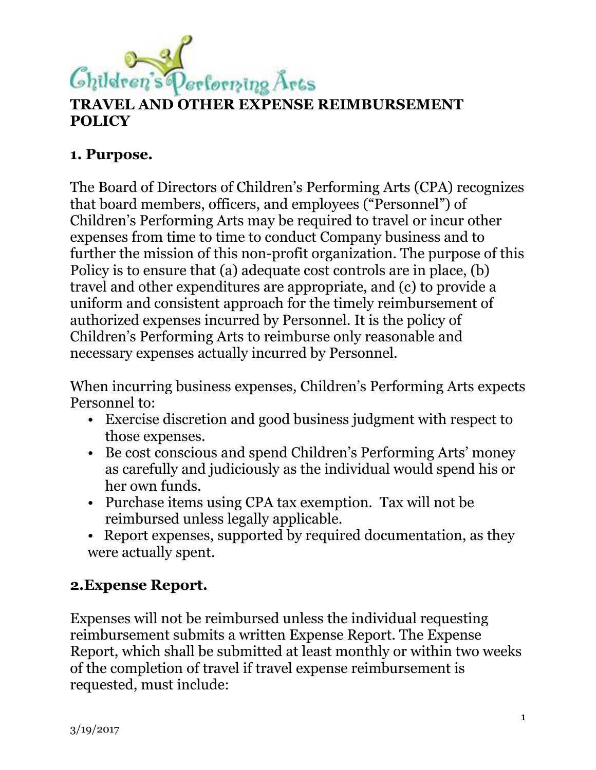Children's Performing Arts

# TRAVEL AND OTHER EXPENSE REIMBURSEMENT POLICY

## 1. Purpose.

The Board of Directors of Children's Performing Arts (CPA) recognizes that board members, officers, and employees ("Personnel") of Children's Performing Arts may be required to travel or incur other expenses from time to time to conduct Company business and to further the mission of this non-profit organization. The purpose of this Policy is to ensure that (a) adequate cost controls are in place, (b) travel and other expenditures are appropriate, and (c) to provide a uniform and consistent approach for the timely reimbursement of authorized expenses incurred by Personnel. It is the policy of Children's Performing Arts to reimburse only reasonable and necessary expenses actually incurred by Personnel.

When incurring business expenses, Children's Performing Arts expects Personnel to:

- Exercise discretion and good business judgment with respect to those expenses.
- Be cost conscious and spend Children's Performing Arts' money as carefully and judiciously as the individual would spend his or her own funds.
- Purchase items using CPA tax exemption. Tax will not be reimbursed unless legally applicable.
- Report expenses, supported by required documentation, as they were actually spent.

## 2. Expense Report.

Expenses will not be reimbursed unless the individual requesting reimbursement submits a written Expense Report. The Expense Report, which shall be submitted at least monthly or within two weeks of the completion of travel if travel expense reimbursement is requested, must include: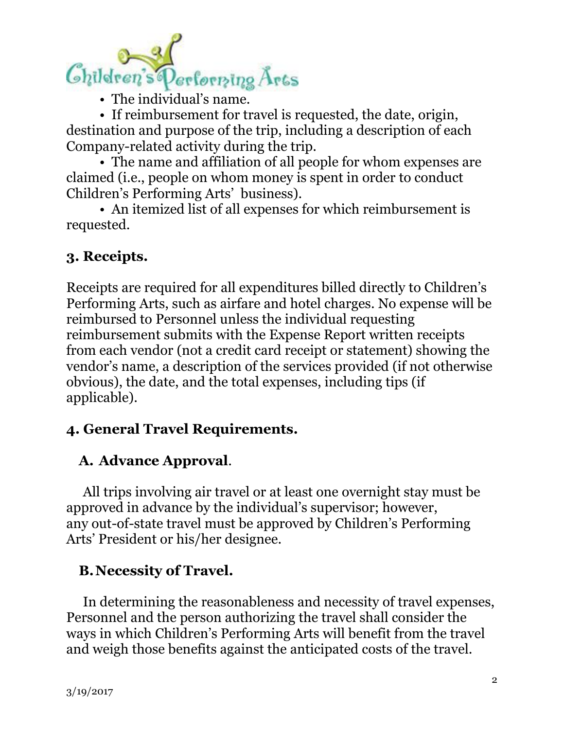- The individual's name.
- If reimbursement for travel is requested, the date, origin, destination and purpose of the trip, including a description of each Company-related activity during the trip.
- The name and affiliation of all people for whom expenses are claimed (i.e., people on whom money is spent in order to conduct Children's Performing Arts' business).
- An itemized list of all expenses for which reimbursement is requested.

## 3. Receipts.

Receipts are required for all expenditures billed directly to Children's Performing Arts, such as airfare and hotel charges. No expense will be reimbursed to Personnel unless the individual requesting reimbursement submits with the Expense Report written receipts from each vendor (not a credit card receipt or statement) showing the vendor's name, a description of the services provided (if not otherwise obvious), the date, and the total expenses, including tips (if applicable).

## 4. General Travel Requirements.

### A. Advance Approval.

All trips involving air travel or at least one overnight stay must be approved in advance by the individual's supervisor; however, any out-of-state travel must be approved by Children's Performing Arts' President or his/her designee.

### B. Necessity of Travel.

In determining the reasonableness and necessity of travel expenses, Personnel and the person authorizing the travel shall consider the ways in which Children's Performing Arts will benefit from the travel and weigh those benefits against the anticipated costs of the travel.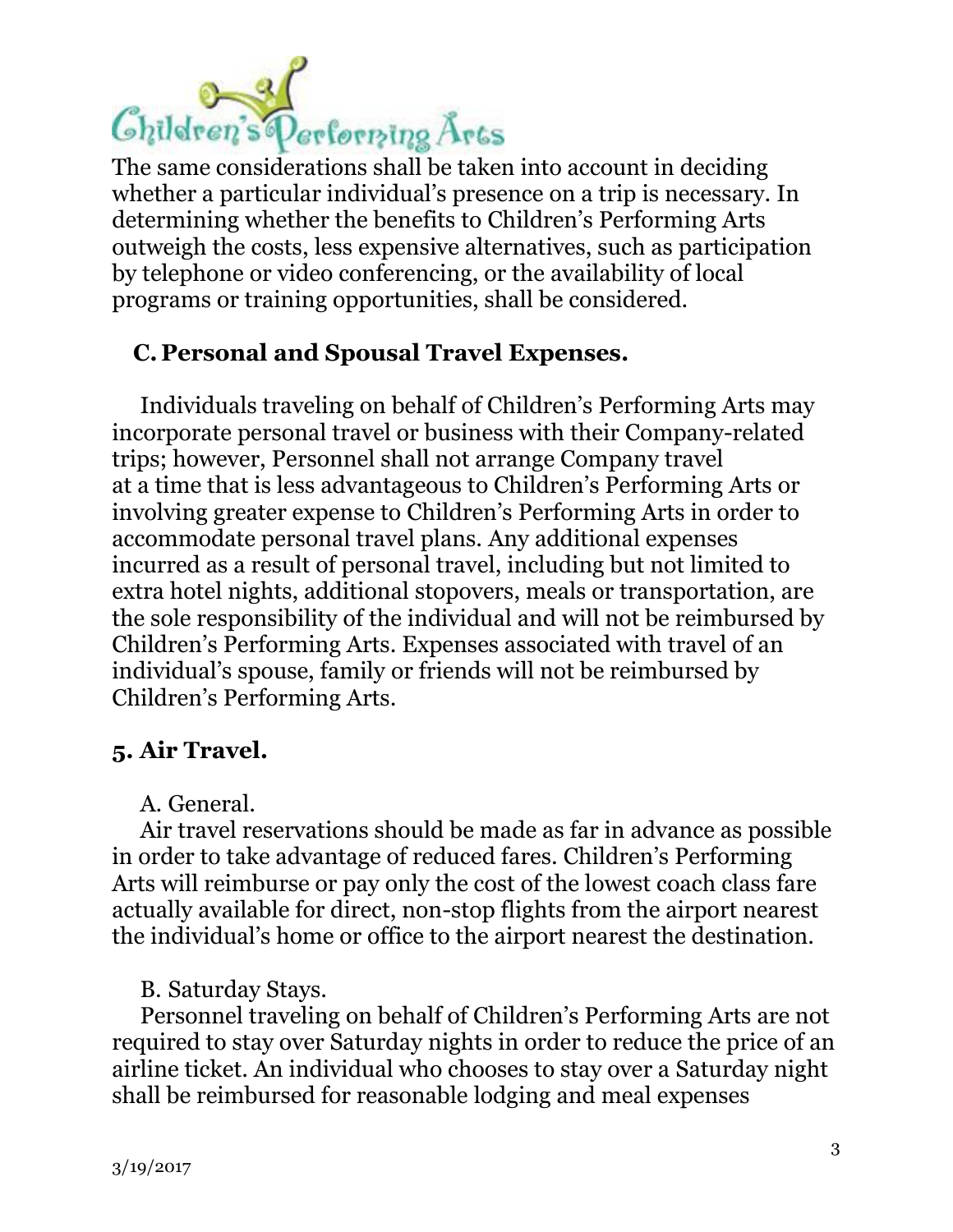The same considerations shall be taken into account in deciding whether a particular individual's presence on a trip is necessary. In determining whether the benefits to Children's Performing Arts outweigh the costs, less expensive alternatives, such as participation by telephone or video conferencing, or the availability of local programs or training opportunities, shall be considered.

### C. Personal and Spousal Travel Expenses.

Individuals traveling on behalf of Children's Performing Arts may incorporate personal travel or business with their Company-related trips; however, Personnel shall not arrange Company travel at a time that is less advantageous to Children's Performing Arts or involving greater expense to Children's Performing Arts in order to accommodate personal travel plans. Any additional expenses incurred as a result of personal travel, including but not limited to extra hotel nights, additional stopovers, meals or transportation, are the sole responsibility of the individual and will not be reimbursed by Children's Performing Arts. Expenses associated with travel of an individual's spouse, family or friends will not be reimbursed by Children's Performing Arts.

## 5. Air Travel.

A. General.

Air travel reservations should be made as far in advance as possible in order to take advantage of reduced fares. Children's Performing Arts will reimburse or pay only the cost of the lowest coach class fare actually available for direct, non-stop flights from the airport nearest the individual's home or office to the airport nearest the destination.

B. Saturday Stays.

Personnel traveling on behalf of Children's Performing Arts are not required to stay over Saturday nights in order to reduce the price of an airline ticket. An individual who chooses to stay over a Saturday night shall be reimbursed for reasonable lodging and meal expenses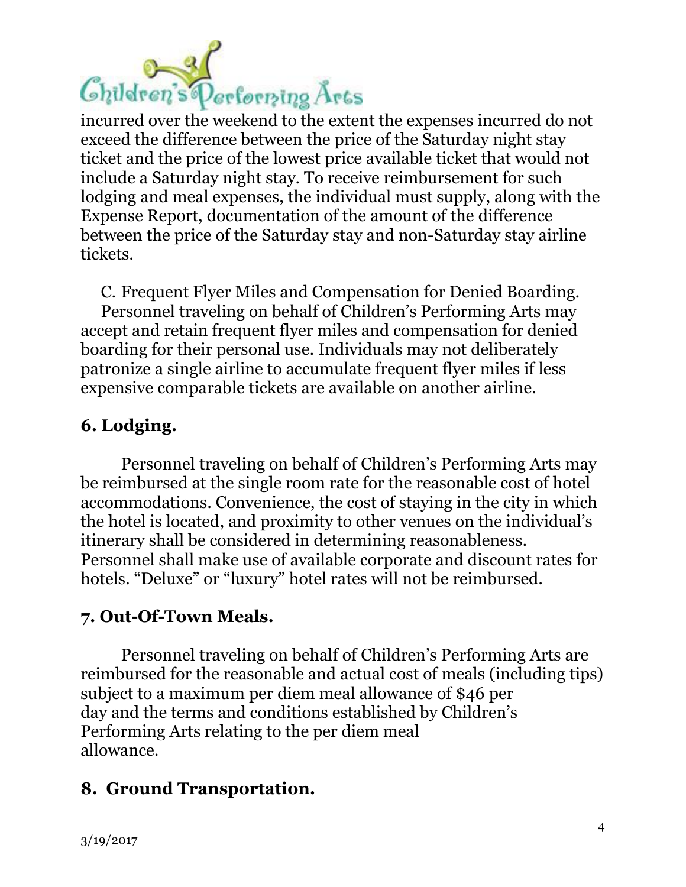incurred over the weekend to the extent the expenses incurred do not exceed the difference between the price of the Saturday night stay ticket and the price of the lowest price available ticket that would not include a Saturday night stay. To receive reimbursement for such lodging and meal expenses, the individual must supply, along with the Expense Report, documentation of the amount of the difference between the price of the Saturday stay and non-Saturday stay airline tickets.

C. Frequent Flyer Miles and Compensation for Denied Boarding. Personnel traveling on behalf of Children's Performing Arts may accept and retain frequent flyer miles and compensation for denied boarding for their personal use. Individuals may not deliberately patronize a single airline to accumulate frequent flyer miles if less expensive comparable tickets are available on another airline.

## 6. Lodging.

Personnel traveling on behalf of Children's Performing Arts may be reimbursed at the single room rate for the reasonable cost of hotel accommodations. Convenience, the cost of staying in the city in which the hotel is located, and proximity to other venues on the individual's itinerary shall be considered in determining reasonableness. Personnel shall make use of available corporate and discount rates for hotels. "Deluxe" or "luxury" hotel rates will not be reimbursed.

## 7. Out-Of-Town Meals.

Personnel traveling on behalf of Children's Performing Arts are reimbursed for the reasonable and actual cost of meals (including tips) subject to a maximum per diem meal allowance of $46 per day and the terms and conditions established by Children's Performing Arts relating to the per diem meal allowance.

## 8. Ground Transportation.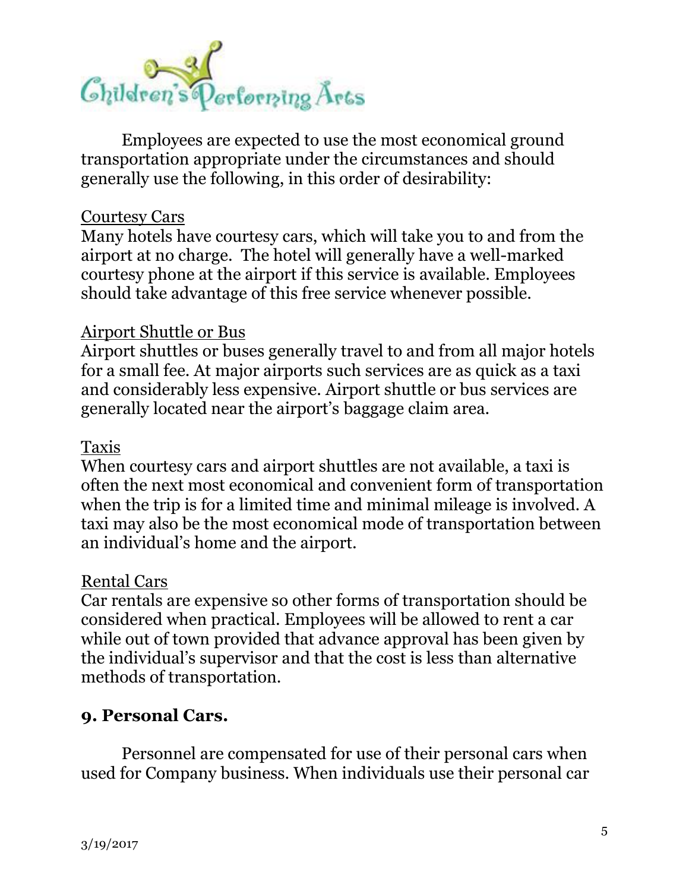Employees are expected to use the most economical ground transportation appropriate under the circumstances and should generally use the following, in this order of desirability:

Courtesy Cars
Many hotels have courtesy cars, which will take you to and from the airport at no charge. The hotel will generally have a well-marked courtesy phone at the airport if this service is available. Employees should take advantage of this free service whenever possible.

Airport Shuttle or Bus
Airport shuttles or buses generally travel to and from all major hotels for a small fee. At major airports such services are as quick as a taxi and considerably less expensive. Airport shuttle or bus services are generally located near the airport's baggage claim area.

Taxis
When courtesy cars and airport shuttles are not available, a taxi is often the next most economical and convenient form of transportation when the trip is for a limited time and minimal mileage is involved. A taxi may also be the most economical mode of transportation between an individual's home and the airport.

Rental Cars
Car rentals are expensive so other forms of transportation should be considered when practical. Employees will be allowed to rent a car while out of town provided that advance approval has been given by the individual's supervisor and that the cost is less than alternative methods of transportation.

## 9. Personal Cars.

Personnel are compensated for use of their personal cars when used for Company business. When individuals use their personal car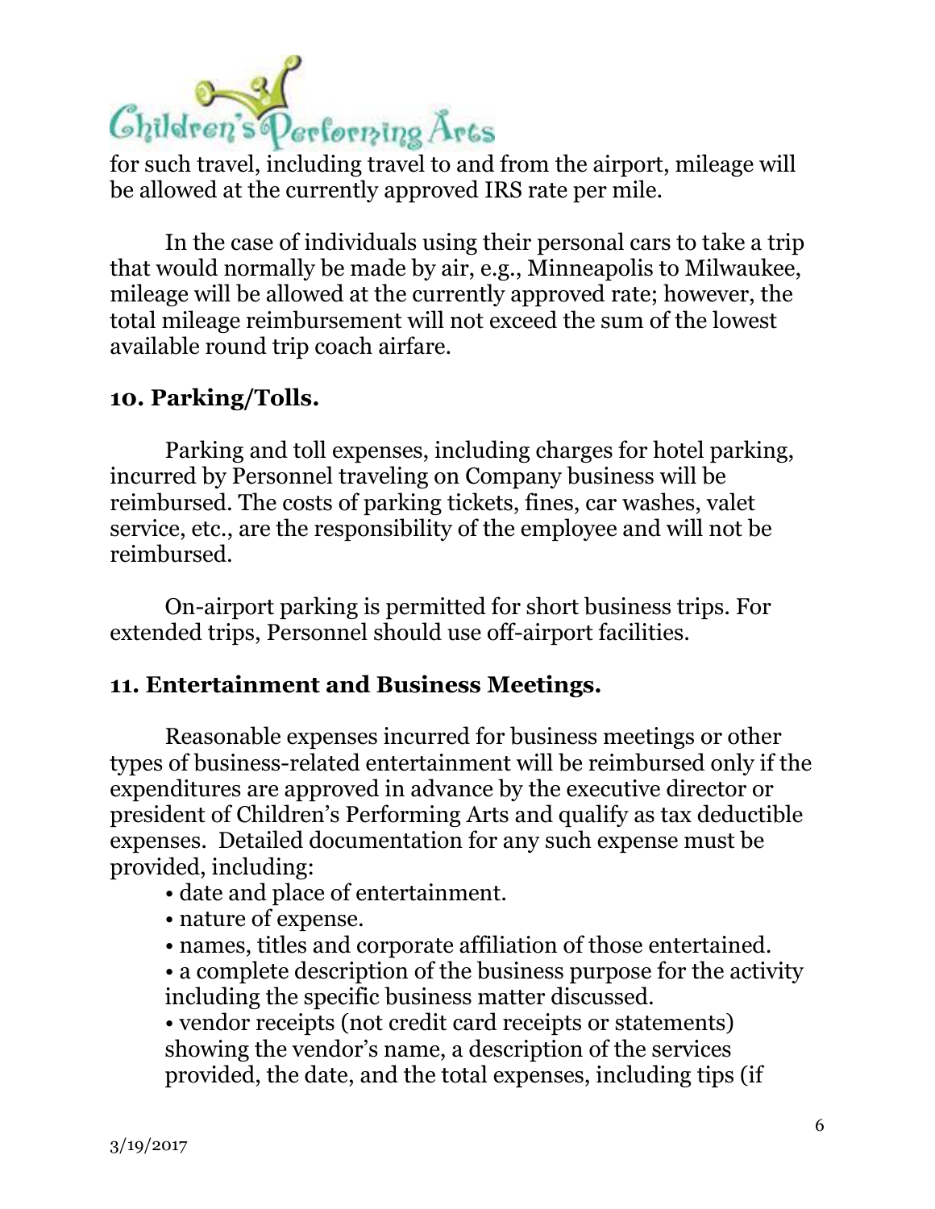for such travel, including travel to and from the airport, mileage will be allowed at the currently approved IRS rate per mile.

In the case of individuals using their personal cars to take a trip that would normally be made by air, e.g., Minneapolis to Milwaukee, mileage will be allowed at the currently approved rate; however, the total mileage reimbursement will not exceed the sum of the lowest available round trip coach airfare.

### 10. Parking/Tolls.

Parking and toll expenses, including charges for hotel parking, incurred by Personnel traveling on Company business will be reimbursed. The costs of parking tickets, fines, car washes, valet service, etc., are the responsibility of the employee and will not be reimbursed.

On-airport parking is permitted for short business trips. For extended trips, Personnel should use off-airport facilities.

### 11. Entertainment and Business Meetings.

Reasonable expenses incurred for business meetings or other types of business-related entertainment will be reimbursed only if the expenditures are approved in advance by the executive director or president of Children's Performing Arts and qualify as tax deductible expenses. Detailed documentation for any such expense must be provided, including:

- date and place of entertainment.
- nature of expense.
- names, titles and corporate affiliation of those entertained.
- a complete description of the business purpose for the activity including the specific business matter discussed.
- vendor receipts (not credit card receipts or statements) showing the vendor's name, a description of the services provided, the date, and the total expenses, including tips (if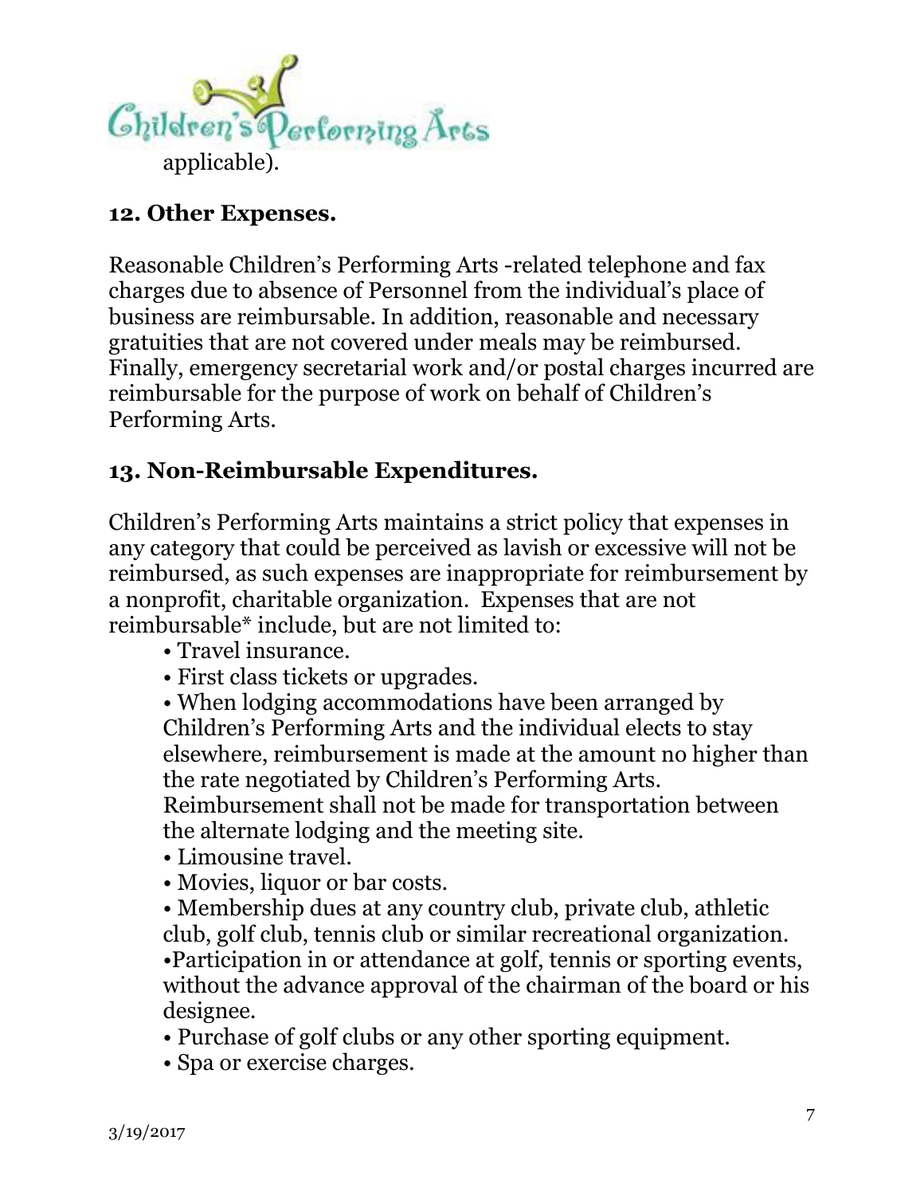applicable).

## 12. Other Expenses.

Reasonable Children's Performing Arts -related telephone and fax charges due to absence of Personnel from the individual's place of business are reimbursable. In addition, reasonable and necessary gratuities that are not covered under meals may be reimbursed. Finally, emergency secretarial work and/or postal charges incurred are reimbursable for the purpose of work on behalf of Children's Performing Arts.

## 13. Non-Reimbursable Expenditures.

Children's Performing Arts maintains a strict policy that expenses in any category that could be perceived as lavish or excessive will not be reimbursed, as such expenses are inappropriate for reimbursement by a nonprofit, charitable organization. Expenses that are not reimbursable* include, but are not limited to:

- Travel insurance.
- First class tickets or upgrades.
- When lodging accommodations have been arranged by Children's Performing Arts and the individual elects to stay elsewhere, reimbursement is made at the amount no higher than the rate negotiated by Children's Performing Arts. Reimbursement shall not be made for transportation between the alternate lodging and the meeting site.
- Limousine travel.
- Movies, liquor or bar costs.
- Membership dues at any country club, private club, athletic club, golf club, tennis club or similar recreational organization.
- Participation in or attendance at golf, tennis or sporting events, without the advance approval of the chairman of the board or his designee.
- Purchase of golf clubs or any other sporting equipment.
- Spa or exercise charges.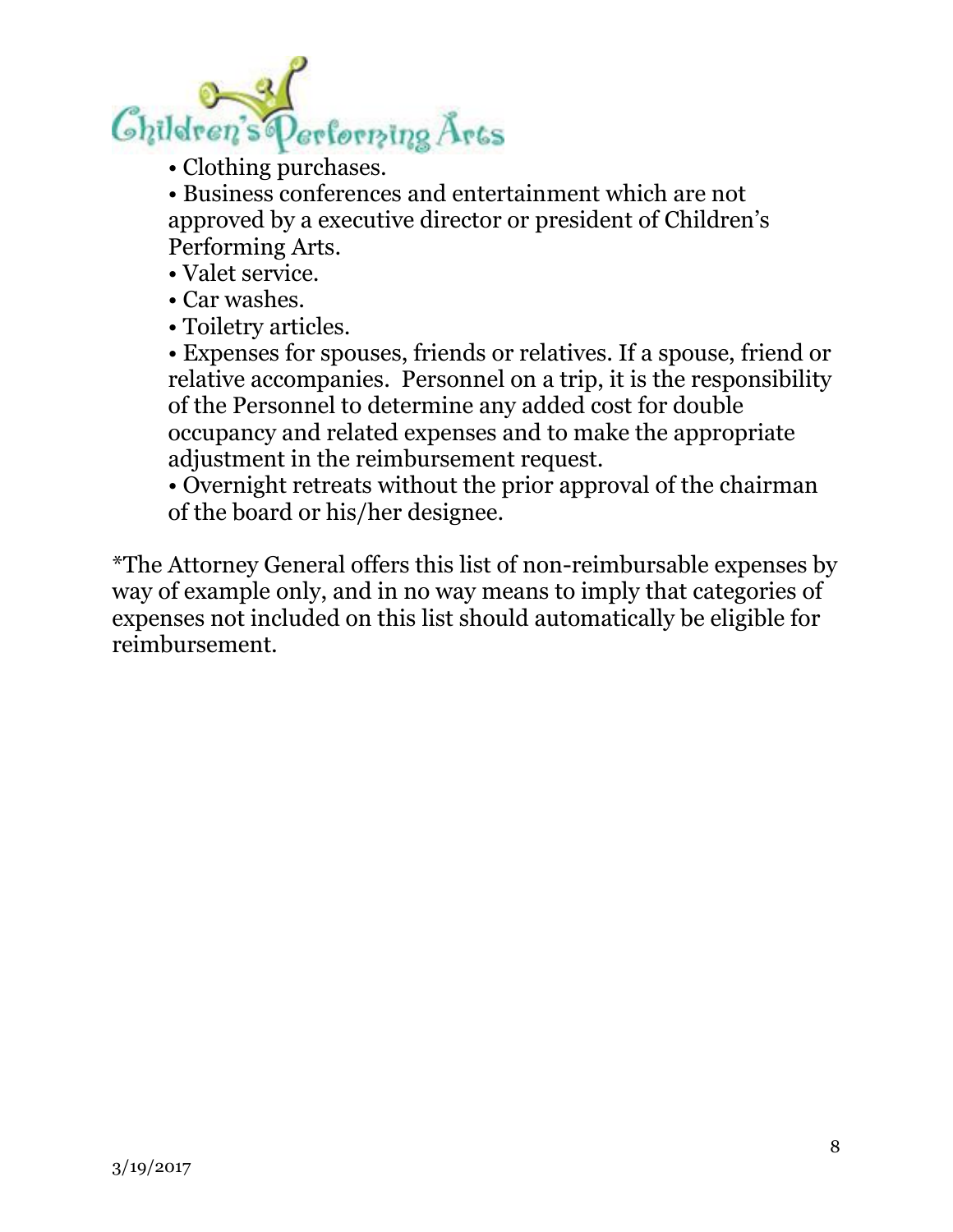- Clothing purchases.
- Business conferences and entertainment which are not approved by a executive director or president of Children's Performing Arts.
- Valet service.
- Car washes.
- Toiletry articles.
- Expenses for spouses, friends or relatives. If a spouse, friend or relative accompanies.  Personnel on a trip, it is the responsibility of the Personnel to determine any added cost for double occupancy and related expenses and to make the appropriate adjustment in the reimbursement request.
- Overnight retreats without the prior approval of the chairman of the board or his/her designee.

*The Attorney General offers this list of non-reimbursable expenses by way of example only, and in no way means to imply that categories of expenses not included on this list should automatically be eligible for reimbursement.